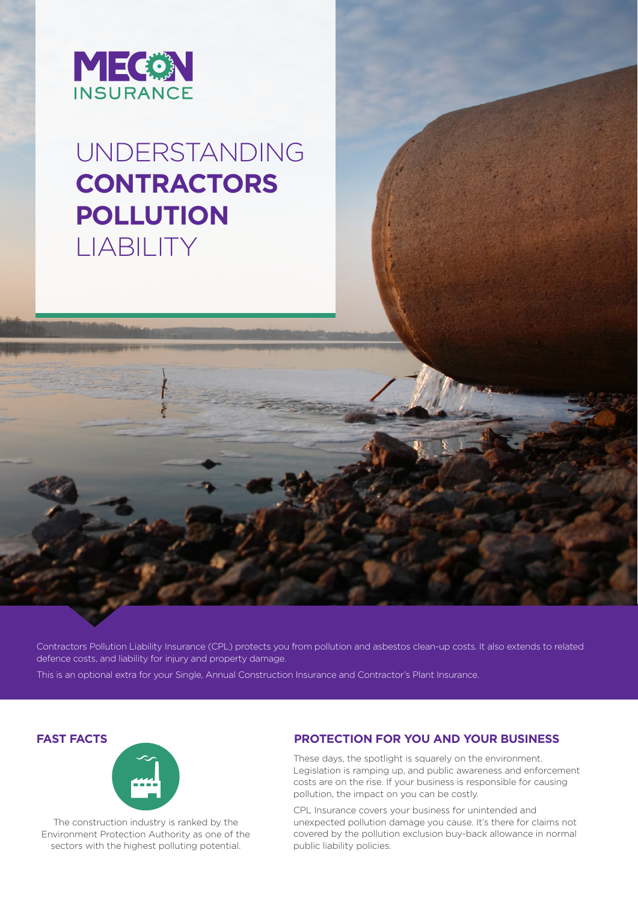MECON INSURANCE

# UNDERSTANDING **CONTRACTORS POLLUTION** LIABILITY

Contractors Pollution Liability Insurance (CPL) protects you from pollution and asbestos clean-up costs. It also extends to related defence costs, and liability for injury and property damage.

This is an optional extra for your Single, Annual Construction Insurance and Contractor's Plant Insurance.

## FAST FACTS

The construction industry is ranked by the Environment Protection Authority as one of the sectors with the highest polluting potential.

## PROTECTION FOR YOU AND YOUR BUSINESS

These days, the spotlight is squarely on the environment. Legislation is ramping up, and public awareness and enforcement costs are on the rise. If your business is responsible for causing pollution, the impact on you can be costly.

CPL Insurance covers your business for unintended and unexpected pollution damage you cause. It's there for claims not covered by the pollution exclusion buy-back allowance in normal public liability policies.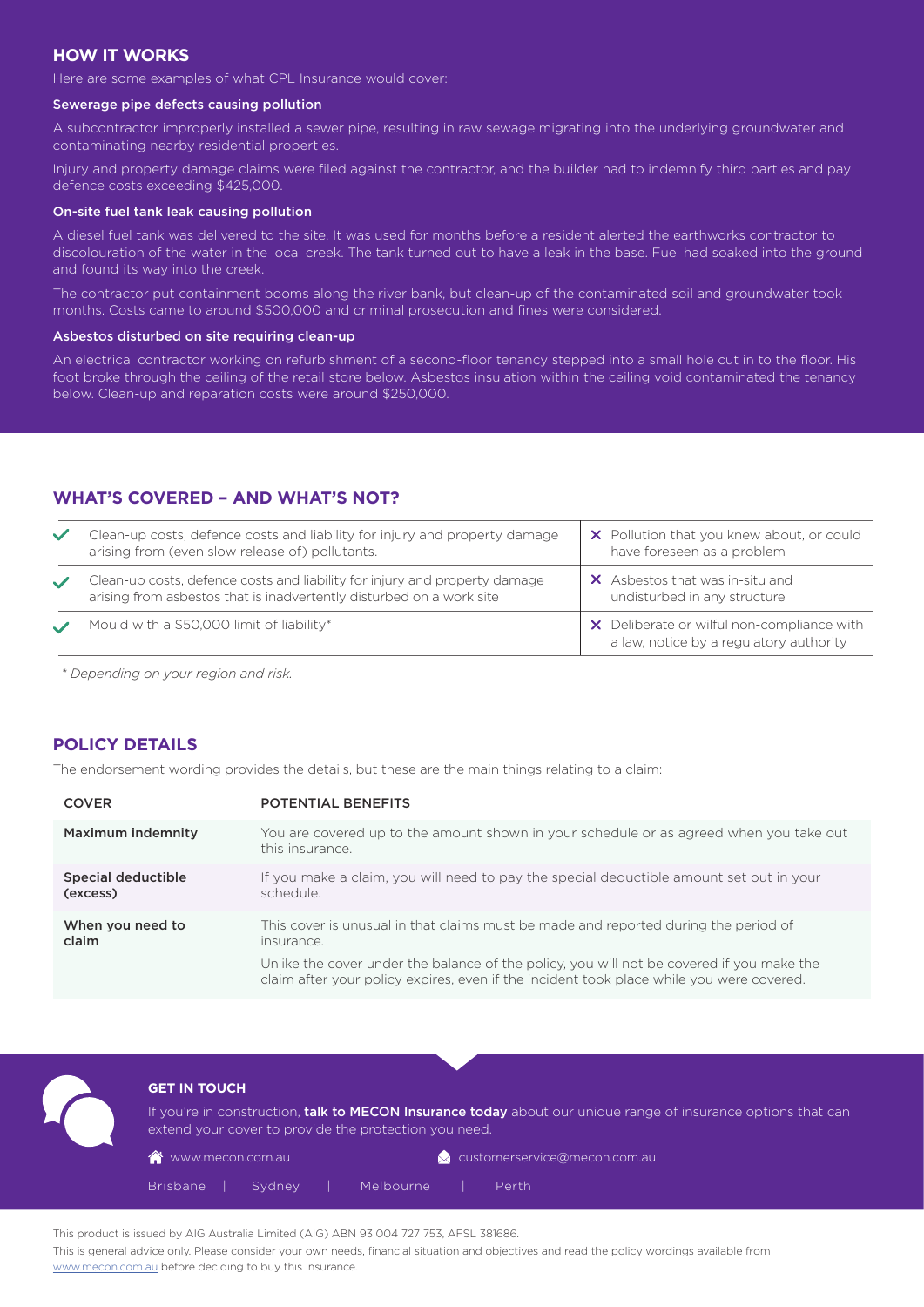## HOW IT WORKS

Here are some examples of what CPL Insurance would cover:

### Sewerage pipe defects causing pollution

A subcontractor improperly installed a sewer pipe, resulting in raw sewage migrating into the underlying groundwater and contaminating nearby residential properties.

Injury and property damage claims were filed against the contractor, and the builder had to indemnify third parties and pay defence costs exceeding $425,000.

### On-site fuel tank leak causing pollution

A diesel fuel tank was delivered to the site. It was used for months before a resident alerted the earthworks contractor to discolouration of the water in the local creek. The tank turned out to have a leak in the base. Fuel had soaked into the ground and found its way into the creek.

The contractor put containment booms along the river bank, but clean-up of the contaminated soil and groundwater took months. Costs came to around $500,000 and criminal prosecution and fines were considered.

### Asbestos disturbed on site requiring clean-up

An electrical contractor working on refurbishment of a second-floor tenancy stepped into a small hole cut in to the floor. His foot broke through the ceiling of the retail store below. Asbestos insulation within the ceiling void contaminated the tenancy below. Clean-up and reparation costs were around $250,000.

## WHAT'S COVERED – AND WHAT'S NOT?

| | |
|---|---|
| ✓ Clean-up costs, defence costs and liability for injury and property damage arising from (even slow release of) pollutants. | ✗ Pollution that you knew about, or could have foreseen as a problem |
| ✓ Clean-up costs, defence costs and liability for injury and property damage arising from asbestos that is inadvertently disturbed on a work site | ✗ Asbestos that was in-situ and undisturbed in any structure |
| ✓ Mould with a $50,000 limit of liability* | ✗ Deliberate or wilful non-compliance with a law, notice by a regulatory authority |

*\* Depending on your region and risk.*

## POLICY DETAILS

The endorsement wording provides the details, but these are the main things relating to a claim:

| COVER | POTENTIAL BENEFITS |
|---|---|
| **Maximum indemnity** | You are covered up to the amount shown in your schedule or as agreed when you take out this insurance. |
| **Special deductible (excess)** | If you make a claim, you will need to pay the special deductible amount set out in your schedule. |
| **When you need to claim** | This cover is unusual in that claims must be made and reported during the period of insurance. Unlike the cover under the balance of the policy, you will not be covered if you make the claim after your policy expires, even if the incident took place while you were covered. |

### GET IN TOUCH

If you're in construction, **talk to MECON Insurance today** about our unique range of insurance options that can extend your cover to provide the protection you need.

www.mecon.com.au

customerservice@mecon.com.au

Brisbane | Sydney | Melbourne | Perth

This product is issued by AIG Australia Limited (AIG) ABN 93 004 727 753, AFSL 381686.

This is general advice only. Please consider your own needs, financial situation and objectives and read the policy wordings available from www.mecon.com.au before deciding to buy this insurance.